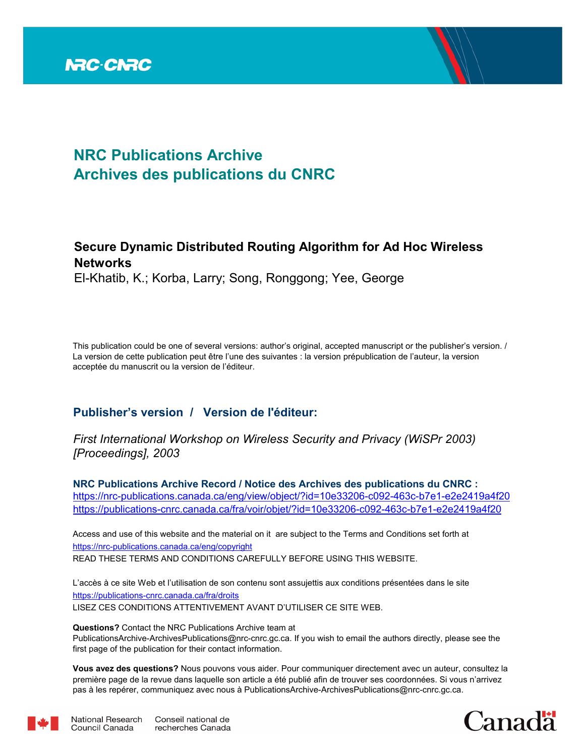# NRC Publications Archive
# Archives des publications du CNRC

## Secure Dynamic Distributed Routing Algorithm for Ad Hoc Wireless Networks

El-Khatib, K.; Korba, Larry; Song, Ronggong; Yee, George

This publication could be one of several versions: author's original, accepted manuscript or the publisher's version. / La version de cette publication peut être l'une des suivantes : la version prépublication de l'auteur, la version acceptée du manuscrit ou la version de l'éditeur.

## Publisher's version / Version de l'éditeur:

*First International Workshop on Wireless Security and Privacy (WiSPr 2003) [Proceedings], 2003*

**NRC Publications Archive Record / Notice des Archives des publications du CNRC :**
https://nrc-publications.canada.ca/eng/view/object/?id=10e33206-c092-463c-b7e1-e2e2419a4f20
https://publications-cnrc.canada.ca/fra/voir/objet/?id=10e33206-c092-463c-b7e1-e2e2419a4f20

Access and use of this website and the material on it are subject to the Terms and Conditions set forth at
https://nrc-publications.canada.ca/eng/copyright
READ THESE TERMS AND CONDITIONS CAREFULLY BEFORE USING THIS WEBSITE.

L'accès à ce site Web et l'utilisation de son contenu sont assujettis aux conditions présentées dans le site
https://publications-cnrc.canada.ca/fra/droits
LISEZ CES CONDITIONS ATTENTIVEMENT AVANT D'UTILISER CE SITE WEB.

**Questions?** Contact the NRC Publications Archive team at PublicationsArchive-ArchivesPublications@nrc-cnrc.gc.ca. If you wish to email the authors directly, please see the first page of the publication for their contact information.

**Vous avez des questions?** Nous pouvons vous aider. Pour communiquer directement avec un auteur, consultez la première page de la revue dans laquelle son article a été publié afin de trouver ses coordonnées. Si vous n'arrivez pas à les repérer, communiquez avec nous à PublicationsArchive-ArchivesPublications@nrc-cnrc.gc.ca.

National Research Council Canada | Conseil national de recherches Canada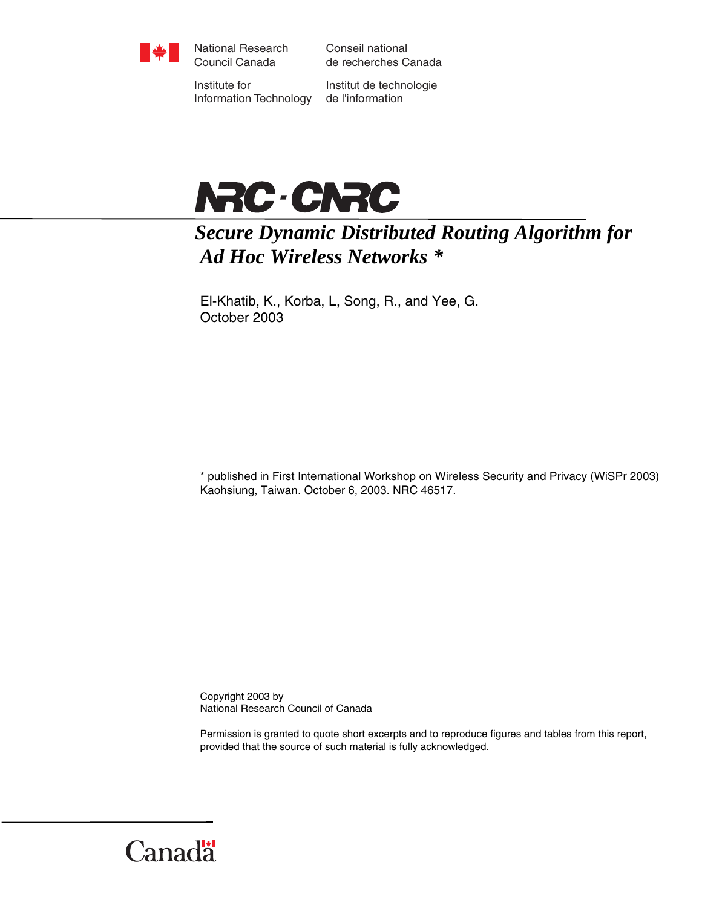National Research Council Canada

Conseil national de recherches Canada

Institute for Information Technology

Institut de technologie de l'information

NRC · CNRC

# *Secure Dynamic Distributed Routing Algorithm for Ad Hoc Wireless Networks \**

El-Khatib, K., Korba, L, Song, R., and Yee, G.
October 2003

\* published in First International Workshop on Wireless Security and Privacy (WiSPr 2003) Kaohsiung, Taiwan. October 6, 2003. NRC 46517.

Copyright 2003 by
National Research Council of Canada

Permission is granted to quote short excerpts and to reproduce figures and tables from this report, provided that the source of such material is fully acknowledged.

Canada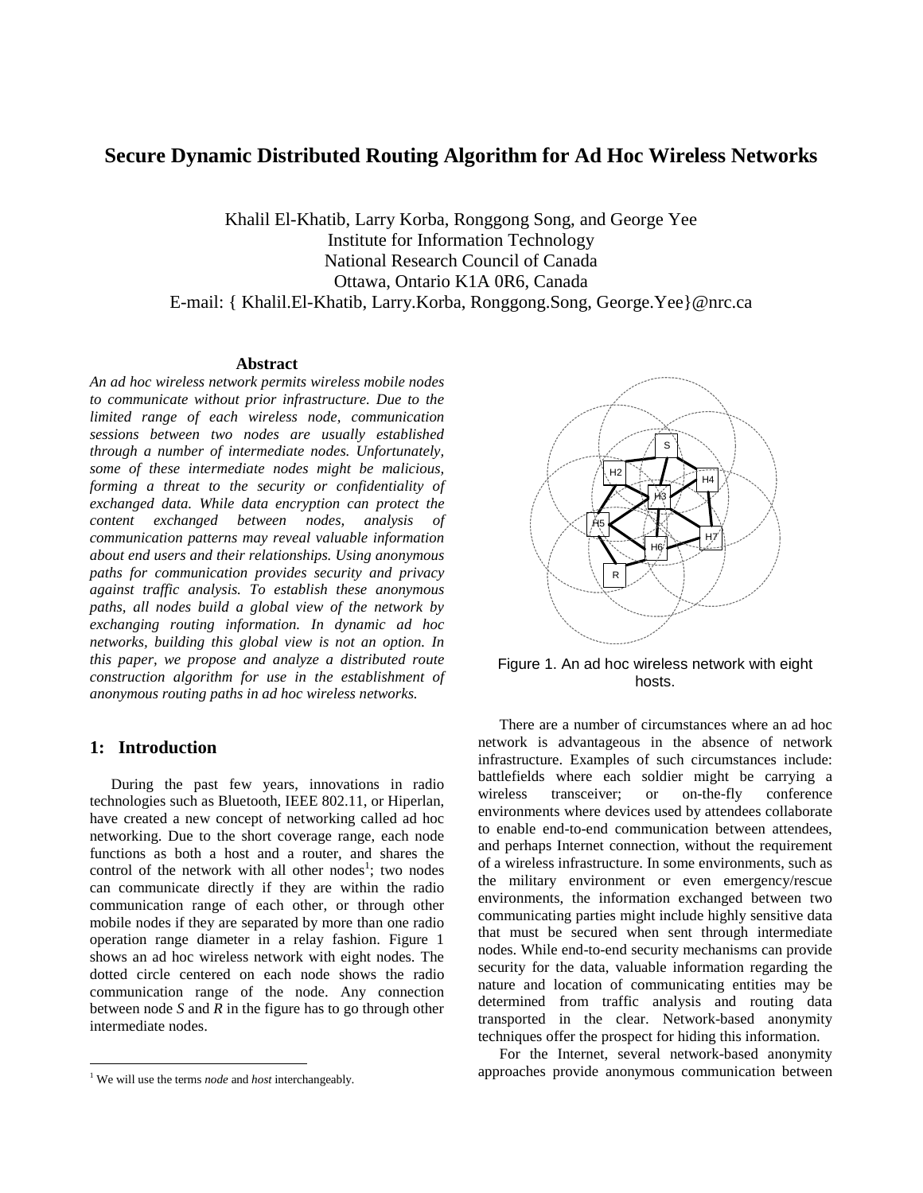# Secure Dynamic Distributed Routing Algorithm for Ad Hoc Wireless Networks

Khalil El-Khatib, Larry Korba, Ronggong Song, and George Yee
Institute for Information Technology
National Research Council of Canada
Ottawa, Ontario K1A 0R6, Canada
E-mail: { Khalil.El-Khatib, Larry.Korba, Ronggong.Song, George.Yee}@nrc.ca

### Abstract

*An ad hoc wireless network permits wireless mobile nodes to communicate without prior infrastructure. Due to the limited range of each wireless node, communication sessions between two nodes are usually established through a number of intermediate nodes. Unfortunately, some of these intermediate nodes might be malicious, forming a threat to the security or confidentiality of exchanged data. While data encryption can protect the content exchanged between nodes, analysis of communication patterns may reveal valuable information about end users and their relationships. Using anonymous paths for communication provides security and privacy against traffic analysis. To establish these anonymous paths, all nodes build a global view of the network by exchanging routing information. In dynamic ad hoc networks, building this global view is not an option. In this paper, we propose and analyze a distributed route construction algorithm for use in the establishment of anonymous routing paths in ad hoc wireless networks.*

## 1: Introduction

During the past few years, innovations in radio technologies such as Bluetooth, IEEE 802.11, or Hiperlan, have created a new concept of networking called ad hoc networking. Due to the short coverage range, each node functions as both a host and a router, and shares the control of the network with all other nodes[1]; two nodes can communicate directly if they are within the radio communication range of each other, or through other mobile nodes if they are separated by more than one radio operation range diameter in a relay fashion. Figure 1 shows an ad hoc wireless network with eight nodes. The dotted circle centered on each node shows the radio communication range of the node. Any connection between node *S* and *R* in the figure has to go through other intermediate nodes.

Figure 1. An ad hoc wireless network with eight hosts.

There are a number of circumstances where an ad hoc network is advantageous in the absence of network infrastructure. Examples of such circumstances include: battlefields where each soldier might be carrying a wireless transceiver; or on-the-fly conference environments where devices used by attendees collaborate to enable end-to-end communication between attendees, and perhaps Internet connection, without the requirement of a wireless infrastructure. In some environments, such as the military environment or even emergency/rescue environments, the information exchanged between two communicating parties might include highly sensitive data that must be secured when sent through intermediate nodes. While end-to-end security mechanisms can provide security for the data, valuable information regarding the nature and location of communicating entities may be determined from traffic analysis and routing data transported in the clear. Network-based anonymity techniques offer the prospect for hiding this information.

For the Internet, several network-based anonymity approaches provide anonymous communication between

[1] We will use the terms *node* and *host* interchangeably.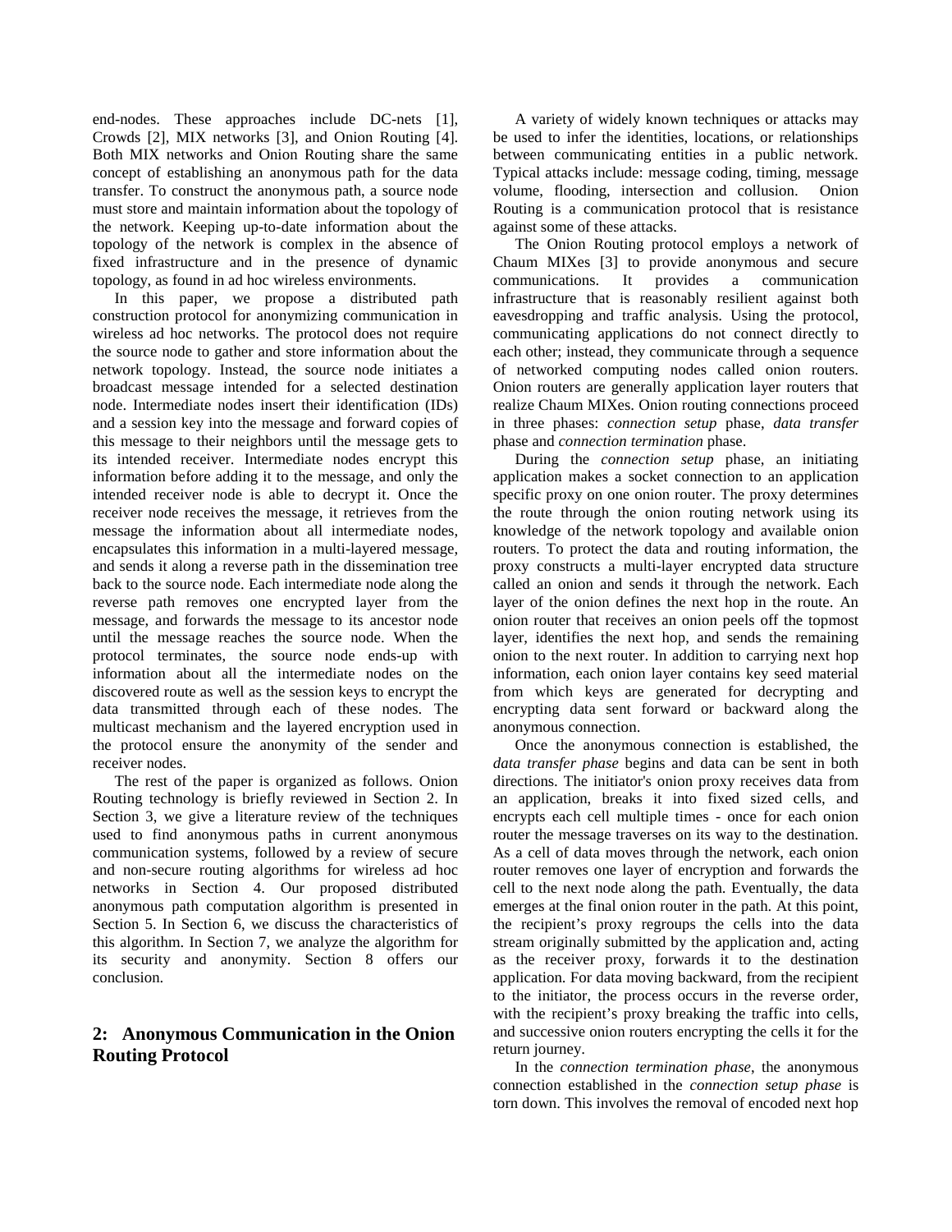end-nodes. These approaches include DC-nets [1], Crowds [2], MIX networks [3], and Onion Routing [4]. Both MIX networks and Onion Routing share the same concept of establishing an anonymous path for the data transfer. To construct the anonymous path, a source node must store and maintain information about the topology of the network. Keeping up-to-date information about the topology of the network is complex in the absence of fixed infrastructure and in the presence of dynamic topology, as found in ad hoc wireless environments.

In this paper, we propose a distributed path construction protocol for anonymizing communication in wireless ad hoc networks. The protocol does not require the source node to gather and store information about the network topology. Instead, the source node initiates a broadcast message intended for a selected destination node. Intermediate nodes insert their identification (IDs) and a session key into the message and forward copies of this message to their neighbors until the message gets to its intended receiver. Intermediate nodes encrypt this information before adding it to the message, and only the intended receiver node is able to decrypt it. Once the receiver node receives the message, it retrieves from the message the information about all intermediate nodes, encapsulates this information in a multi-layered message, and sends it along a reverse path in the dissemination tree back to the source node. Each intermediate node along the reverse path removes one encrypted layer from the message, and forwards the message to its ancestor node until the message reaches the source node. When the protocol terminates, the source node ends-up with information about all the intermediate nodes on the discovered route as well as the session keys to encrypt the data transmitted through each of these nodes. The multicast mechanism and the layered encryption used in the protocol ensure the anonymity of the sender and receiver nodes.

The rest of the paper is organized as follows. Onion Routing technology is briefly reviewed in Section 2. In Section 3, we give a literature review of the techniques used to find anonymous paths in current anonymous communication systems, followed by a review of secure and non-secure routing algorithms for wireless ad hoc networks in Section 4. Our proposed distributed anonymous path computation algorithm is presented in Section 5. In Section 6, we discuss the characteristics of this algorithm. In Section 7, we analyze the algorithm for its security and anonymity. Section 8 offers our conclusion.

## 2: Anonymous Communication in the Onion Routing Protocol

A variety of widely known techniques or attacks may be used to infer the identities, locations, or relationships between communicating entities in a public network. Typical attacks include: message coding, timing, message volume, flooding, intersection and collusion. Onion Routing is a communication protocol that is resistance against some of these attacks.

The Onion Routing protocol employs a network of Chaum MIXes [3] to provide anonymous and secure communications. It provides a communication infrastructure that is reasonably resilient against both eavesdropping and traffic analysis. Using the protocol, communicating applications do not connect directly to each other; instead, they communicate through a sequence of networked computing nodes called onion routers. Onion routers are generally application layer routers that realize Chaum MIXes. Onion routing connections proceed in three phases: *connection setup* phase, *data transfer* phase and *connection termination* phase.

During the *connection setup* phase, an initiating application makes a socket connection to an application specific proxy on one onion router. The proxy determines the route through the onion routing network using its knowledge of the network topology and available onion routers. To protect the data and routing information, the proxy constructs a multi-layer encrypted data structure called an onion and sends it through the network. Each layer of the onion defines the next hop in the route. An onion router that receives an onion peels off the topmost layer, identifies the next hop, and sends the remaining onion to the next router. In addition to carrying next hop information, each onion layer contains key seed material from which keys are generated for decrypting and encrypting data sent forward or backward along the anonymous connection.

Once the anonymous connection is established, the *data transfer phase* begins and data can be sent in both directions. The initiator's onion proxy receives data from an application, breaks it into fixed sized cells, and encrypts each cell multiple times - once for each onion router the message traverses on its way to the destination. As a cell of data moves through the network, each onion router removes one layer of encryption and forwards the cell to the next node along the path. Eventually, the data emerges at the final onion router in the path. At this point, the recipient's proxy regroups the cells into the data stream originally submitted by the application and, acting as the receiver proxy, forwards it to the destination application. For data moving backward, from the recipient to the initiator, the process occurs in the reverse order, with the recipient's proxy breaking the traffic into cells, and successive onion routers encrypting the cells it for the return journey.

In the *connection termination phase*, the anonymous connection established in the *connection setup phase* is torn down. This involves the removal of encoded next hop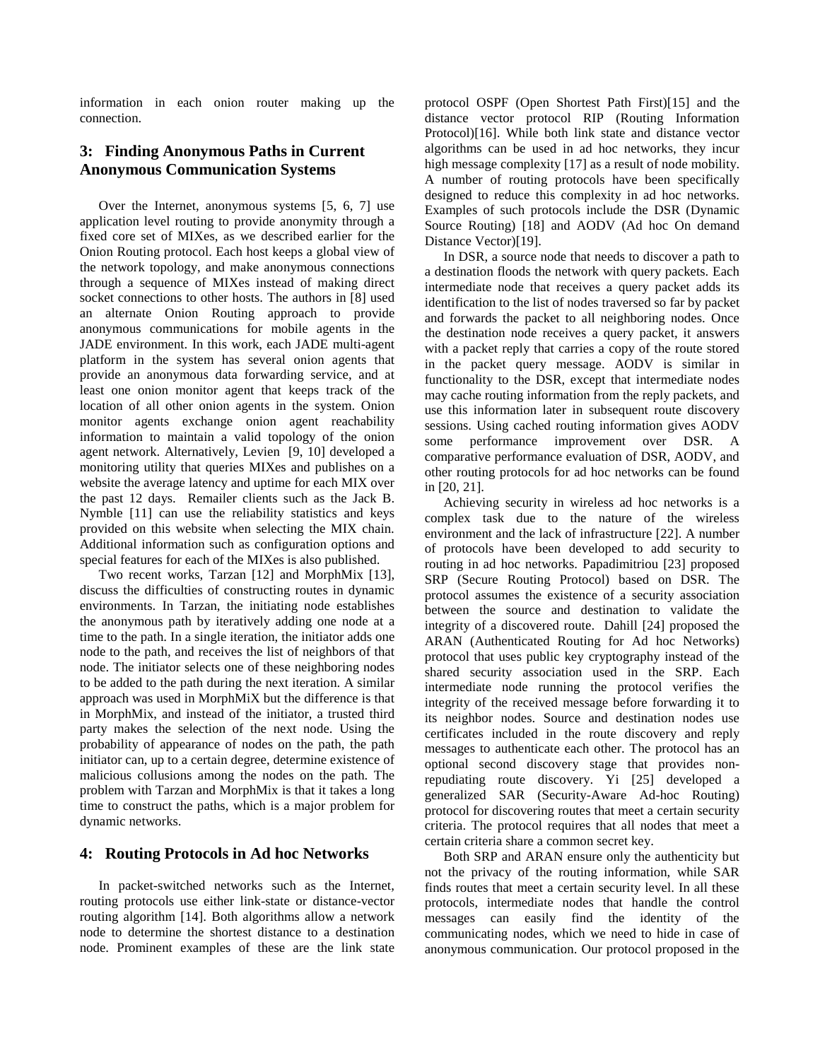information in each onion router making up the connection.

## 3: Finding Anonymous Paths in Current Anonymous Communication Systems

Over the Internet, anonymous systems [5, 6, 7] use application level routing to provide anonymity through a fixed core set of MIXes, as we described earlier for the Onion Routing protocol. Each host keeps a global view of the network topology, and make anonymous connections through a sequence of MIXes instead of making direct socket connections to other hosts. The authors in [8] used an alternate Onion Routing approach to provide anonymous communications for mobile agents in the JADE environment. In this work, each JADE multi-agent platform in the system has several onion agents that provide an anonymous data forwarding service, and at least one onion monitor agent that keeps track of the location of all other onion agents in the system. Onion monitor agents exchange onion agent reachability information to maintain a valid topology of the onion agent network. Alternatively, Levien [9, 10] developed a monitoring utility that queries MIXes and publishes on a website the average latency and uptime for each MIX over the past 12 days. Remailer clients such as the Jack B. Nymble [11] can use the reliability statistics and keys provided on this website when selecting the MIX chain. Additional information such as configuration options and special features for each of the MIXes is also published.

Two recent works, Tarzan [12] and MorphMix [13], discuss the difficulties of constructing routes in dynamic environments. In Tarzan, the initiating node establishes the anonymous path by iteratively adding one node at a time to the path. In a single iteration, the initiator adds one node to the path, and receives the list of neighbors of that node. The initiator selects one of these neighboring nodes to be added to the path during the next iteration. A similar approach was used in MorphMiX but the difference is that in MorphMix, and instead of the initiator, a trusted third party makes the selection of the next node. Using the probability of appearance of nodes on the path, the path initiator can, up to a certain degree, determine existence of malicious collusions among the nodes on the path. The problem with Tarzan and MorphMix is that it takes a long time to construct the paths, which is a major problem for dynamic networks.

## 4: Routing Protocols in Ad hoc Networks

In packet-switched networks such as the Internet, routing protocols use either link-state or distance-vector routing algorithm [14]. Both algorithms allow a network node to determine the shortest distance to a destination node. Prominent examples of these are the link state protocol OSPF (Open Shortest Path First)[15] and the distance vector protocol RIP (Routing Information Protocol)[16]. While both link state and distance vector algorithms can be used in ad hoc networks, they incur high message complexity [17] as a result of node mobility. A number of routing protocols have been specifically designed to reduce this complexity in ad hoc networks. Examples of such protocols include the DSR (Dynamic Source Routing) [18] and AODV (Ad hoc On demand Distance Vector)[19].

In DSR, a source node that needs to discover a path to a destination floods the network with query packets. Each intermediate node that receives a query packet adds its identification to the list of nodes traversed so far by packet and forwards the packet to all neighboring nodes. Once the destination node receives a query packet, it answers with a packet reply that carries a copy of the route stored in the packet query message. AODV is similar in functionality to the DSR, except that intermediate nodes may cache routing information from the reply packets, and use this information later in subsequent route discovery sessions. Using cached routing information gives AODV some performance improvement over DSR. A comparative performance evaluation of DSR, AODV, and other routing protocols for ad hoc networks can be found in [20, 21].

Achieving security in wireless ad hoc networks is a complex task due to the nature of the wireless environment and the lack of infrastructure [22]. A number of protocols have been developed to add security to routing in ad hoc networks. Papadimitriou [23] proposed SRP (Secure Routing Protocol) based on DSR. The protocol assumes the existence of a security association between the source and destination to validate the integrity of a discovered route. Dahill [24] proposed the ARAN (Authenticated Routing for Ad hoc Networks) protocol that uses public key cryptography instead of the shared security association used in the SRP. Each intermediate node running the protocol verifies the integrity of the received message before forwarding it to its neighbor nodes. Source and destination nodes use certificates included in the route discovery and reply messages to authenticate each other. The protocol has an optional second discovery stage that provides non-repudiating route discovery. Yi [25] developed a generalized SAR (Security-Aware Ad-hoc Routing) protocol for discovering routes that meet a certain security criteria. The protocol requires that all nodes that meet a certain criteria share a common secret key.

Both SRP and ARAN ensure only the authenticity but not the privacy of the routing information, while SAR finds routes that meet a certain security level. In all these protocols, intermediate nodes that handle the control messages can easily find the identity of the communicating nodes, which we need to hide in case of anonymous communication. Our protocol proposed in the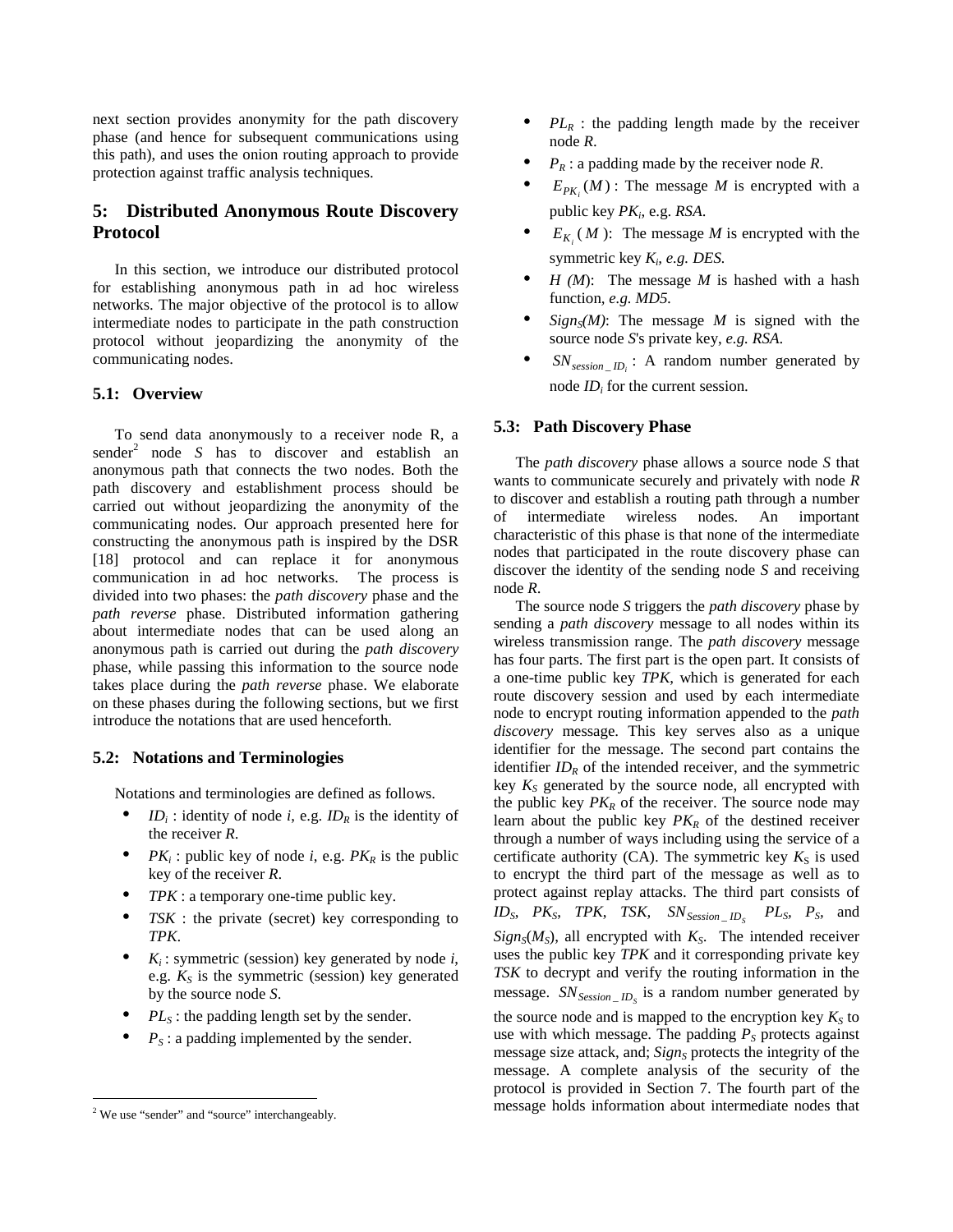next section provides anonymity for the path discovery phase (and hence for subsequent communications using this path), and uses the onion routing approach to provide protection against traffic analysis techniques.

## 5: Distributed Anonymous Route Discovery Protocol

In this section, we introduce our distributed protocol for establishing anonymous path in ad hoc wireless networks. The major objective of the protocol is to allow intermediate nodes to participate in the path construction protocol without jeopardizing the anonymity of the communicating nodes.

### 5.1: Overview

To send data anonymously to a receiver node R, a sender[2] node $S$ has to discover and establish an anonymous path that connects the two nodes. Both the path discovery and establishment process should be carried out without jeopardizing the anonymity of the communicating nodes. Our approach presented here for constructing the anonymous path is inspired by the DSR [18] protocol and can replace it for anonymous communication in ad hoc networks. The process is divided into two phases: the *path discovery* phase and the *path reverse* phase. Distributed information gathering about intermediate nodes that can be used along an anonymous path is carried out during the *path discovery* phase, while passing this information to the source node takes place during the *path reverse* phase. We elaborate on these phases during the following sections, but we first introduce the notations that are used henceforth.

### 5.2: Notations and Terminologies

Notations and terminologies are defined as follows.

- $ID_i$ : identity of node $i$, e.g. $ID_R$ is the identity of the receiver $R$.
- $PK_i$ : public key of node $i$, e.g. $PK_R$ is the public key of the receiver $R$.
- $TPK$ : a temporary one-time public key.
- $TSK$ : the private (secret) key corresponding to $TPK$.
- $K_i$ : symmetric (session) key generated by node $i$, e.g. $K_S$ is the symmetric (session) key generated by the source node $S$.
- $PL_S$ : the padding length set by the sender.
- $P_S$ : a padding implemented by the sender.
- $PL_R$ : the padding length made by the receiver node $R$.
- $P_R$ : a padding made by the receiver node $R$.
- $E_{PK_i}(M)$ : The message $M$ is encrypted with a public key $PK_i$, e.g. *RSA*.
- $E_{K_i}(M)$: The message $M$ is encrypted with the symmetric key $K_i$, *e.g. DES*.
- $H(M)$: The message $M$ is hashed with a hash function, *e.g. MD5*.
- $Sign_S(M)$: The message $M$ is signed with the source node $S$'s private key, *e.g. RSA*.
- $SN_{session\_ID_i}$ : A random number generated by node $ID_i$ for the current session.

### 5.3: Path Discovery Phase

The *path discovery* phase allows a source node $S$ that wants to communicate securely and privately with node $R$ to discover and establish a routing path through a number of intermediate wireless nodes. An important characteristic of this phase is that none of the intermediate nodes that participated in the route discovery phase can discover the identity of the sending node $S$ and receiving node $R$.

The source node $S$ triggers the *path discovery* phase by sending a *path discovery* message to all nodes within its wireless transmission range. The *path discovery* message has four parts. The first part is the open part. It consists of a one-time public key $TPK$, which is generated for each route discovery session and used by each intermediate node to encrypt routing information appended to the *path discovery* message. This key serves also as a unique identifier for the message. The second part contains the identifier $ID_R$ of the intended receiver, and the symmetric key $K_S$ generated by the source node, all encrypted with the public key $PK_R$ of the receiver. The source node may learn about the public key $PK_R$ of the destined receiver through a number of ways including using the service of a certificate authority (CA). The symmetric key $K_S$ is used to encrypt the third part of the message as well as to protect against replay attacks. The third part consists of $ID_S$, $PK_S$, $TPK$, $TSK$, $SN_{Session\_ID_S}$ $PL_S$, $P_S$, and $Sign_S(M_S)$, all encrypted with $K_S$. The intended receiver uses the public key $TPK$ and it corresponding private key $TSK$ to decrypt and verify the routing information in the message. $SN_{Session\_ID_S}$ is a random number generated by the source node and is mapped to the encryption key $K_S$ to use with which message. The padding $P_S$ protects against message size attack, and; $Sign_S$ protects the integrity of the message. A complete analysis of the security of the protocol is provided in Section 7. The fourth part of the message holds information about intermediate nodes that

[2] We use "sender" and "source" interchangeably.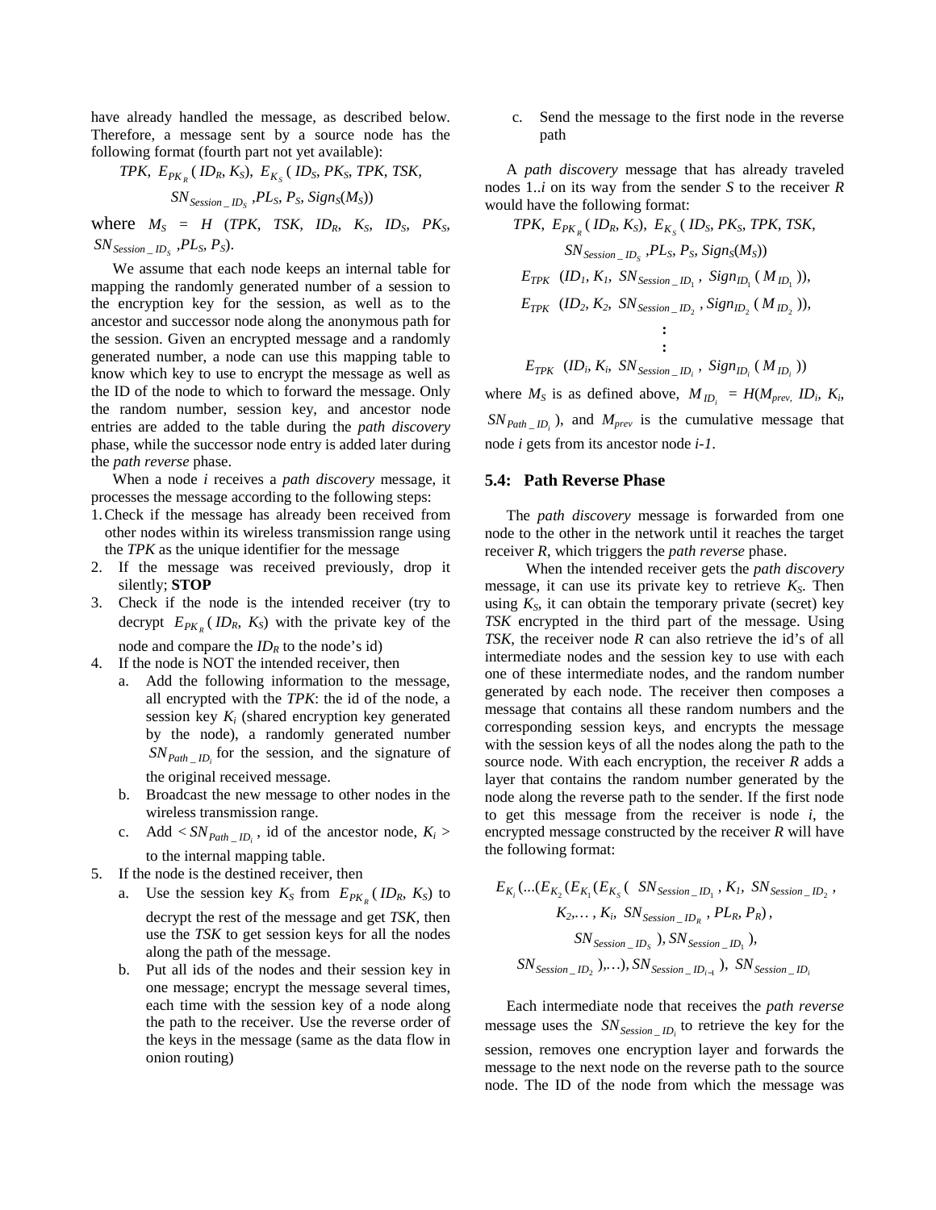have already handled the message, as described below. Therefore, a message sent by a source node has the following format (fourth part not yet available):

$$TPK,\ E_{PK_R}(ID_R, K_S),\ E_{K_S}(ID_S, PK_S, TPK, TSK, SN_{Session\_ID_S}, PL_S, P_S, Sign_S(M_S))$$

where $M_S = H(TPK, TSK, ID_R, K_S, ID_S, PK_S, SN_{Session\_ID_S}, PL_S, P_S)$.

We assume that each node keeps an internal table for mapping the randomly generated number of a session to the encryption key for the session, as well as to the ancestor and successor node along the anonymous path for the session. Given an encrypted message and a randomly generated number, a node can use this mapping table to know which key to use to encrypt the message as well as the ID of the node to which to forward the message. Only the random number, session key, and ancestor node entries are added to the table during the *path discovery* phase, while the successor node entry is added later during the *path reverse* phase.

When a node *i* receives a *path discovery* message, it processes the message according to the following steps:

1. Check if the message has already been received from other nodes within its wireless transmission range using the *TPK* as the unique identifier for the message
2. If the message was received previously, drop it silently; **STOP**
3. Check if the node is the intended receiver (try to decrypt $E_{PK_R}(ID_R, K_S)$ with the private key of the node and compare the $ID_R$ to the node's id)
4. If the node is NOT the intended receiver, then
   a. Add the following information to the message, all encrypted with the *TPK*: the id of the node, a session key $K_i$ (shared encryption key generated by the node), a randomly generated number $SN_{Path\_ID_i}$ for the session, and the signature of the original received message.
   b. Broadcast the new message to other nodes in the wireless transmission range.
   c. Add $< SN_{Path\_ID_i}$, id of the ancestor node, $K_i >$ to the internal mapping table.
5. If the node is the destined receiver, then
   a. Use the session key $K_S$ from $E_{PK_R}(ID_R, K_S)$ to decrypt the rest of the message and get *TSK*, then use the *TSK* to get session keys for all the nodes along the path of the message.
   b. Put all ids of the nodes and their session key in one message; encrypt the message several times, each time with the session key of a node along the path to the receiver. Use the reverse order of the keys in the message (same as the data flow in onion routing)
   c. Send the message to the first node in the reverse path

A *path discovery* message that has already traveled nodes 1..*i* on its way from the sender *S* to the receiver *R* would have the following format:

$$TPK,\ E_{PK_R}(ID_R, K_S),\ E_{K_S}(ID_S, PK_S, TPK, TSK, SN_{Session\_ID_S}, PL_S, P_S, Sign_S(M_S))$$
$$E_{TPK}(ID_1, K_1, SN_{Session\_ID_1}, Sign_{ID_1}(M_{ID_1})),$$
$$E_{TPK}(ID_2, K_2, SN_{Session\_ID_2}, Sign_{ID_2}(M_{ID_2})),$$
$$\vdots$$
$$E_{TPK}(ID_i, K_i, SN_{Session\_ID_i}, Sign_{ID_i}(M_{ID_i}))$$

where $M_S$ is as defined above, $M_{ID_i} = H(M_{prev}, ID_i, K_i, SN_{Path\_ID_i})$, and $M_{prev}$ is the cumulative message that node *i* gets from its ancestor node *i-1*.

## 5.4: Path Reverse Phase

The *path discovery* message is forwarded from one node to the other in the network until it reaches the target receiver *R*, which triggers the *path reverse* phase.

When the intended receiver gets the *path discovery* message, it can use its private key to retrieve $K_S$. Then using $K_S$, it can obtain the temporary private (secret) key *TSK* encrypted in the third part of the message. Using *TSK*, the receiver node *R* can also retrieve the id's of all intermediate nodes and the session key to use with each one of these intermediate nodes, and the random number generated by each node. The receiver then composes a message that contains all these random numbers and the corresponding session keys, and encrypts the message with the session keys of all the nodes along the path to the source node. With each encryption, the receiver *R* adds a layer that contains the random number generated by the node along the reverse path to the sender. If the first node to get this message from the receiver is node *i*, the encrypted message constructed by the receiver *R* will have the following format:

$$E_{K_i}(...(E_{K_2}(E_{K_1}(E_{K_S}(SN_{Session\_ID_1}, K_1, SN_{Session\_ID_2}, K_2, \ldots, K_i, SN_{Session\_ID_R}, PL_R, P_R), SN_{Session\_ID_S}), SN_{Session\_ID_1}), SN_{Session\_ID_2}), \ldots), SN_{Session\_ID_{i-1}}),\ SN_{Session\_ID_i}$$

Each intermediate node that receives the *path reverse* message uses the $SN_{Session\_ID_i}$ to retrieve the key for the session, removes one encryption layer and forwards the message to the next node on the reverse path to the source node. The ID of the node from which the message was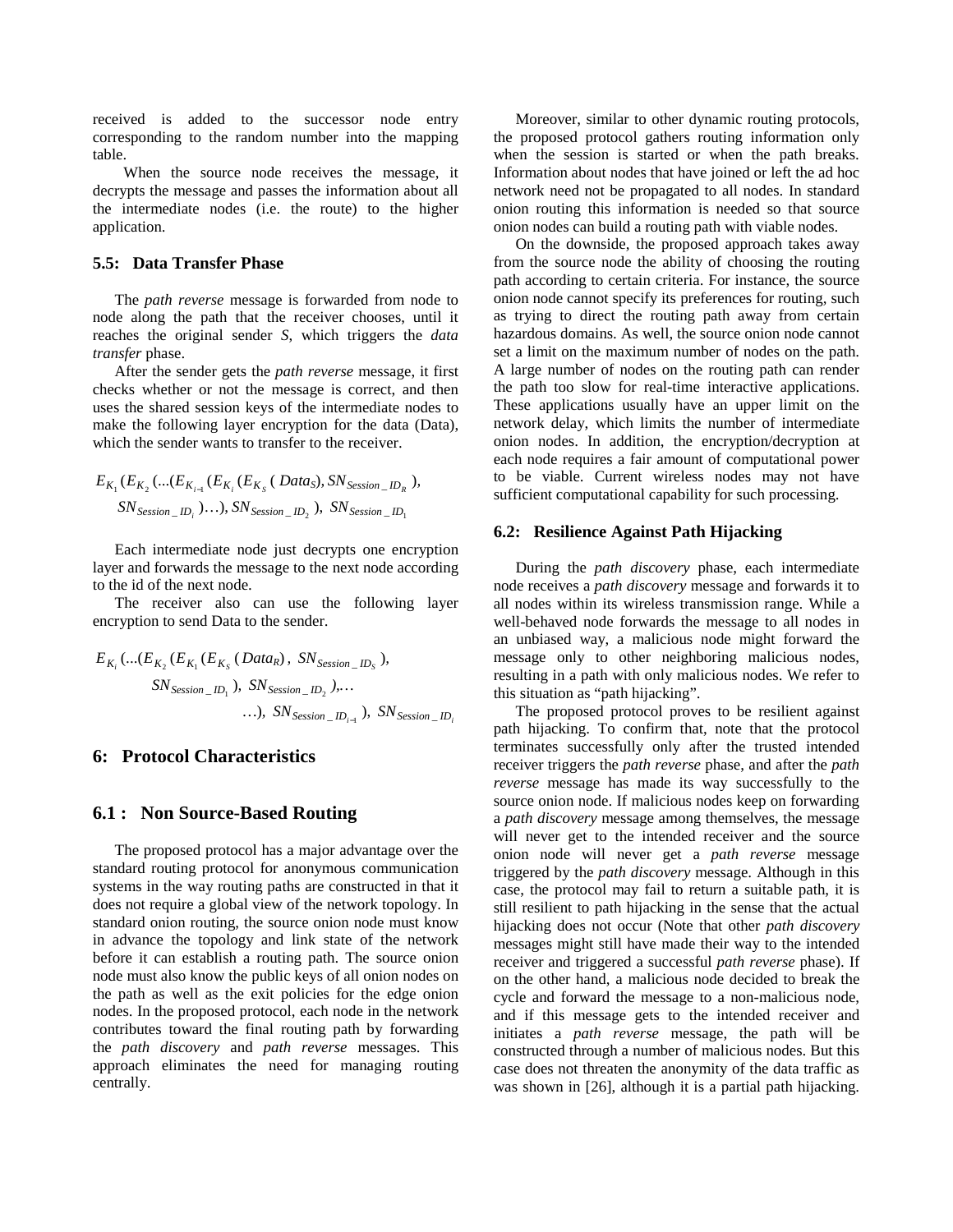received is added to the successor node entry corresponding to the random number into the mapping table.

When the source node receives the message, it decrypts the message and passes the information about all the intermediate nodes (i.e. the route) to the higher application.

### 5.5: Data Transfer Phase

The *path reverse* message is forwarded from node to node along the path that the receiver chooses, until it reaches the original sender *S*, which triggers the *data transfer* phase.

After the sender gets the *path reverse* message, it first checks whether or not the message is correct, and then uses the shared session keys of the intermediate nodes to make the following layer encryption for the data (Data), which the sender wants to transfer to the receiver.

$$E_{K_1}(E_{K_2}(...(E_{K_{i-1}}(E_{K_i}(E_{K_S}(Data_S), SN_{Session\_ID_R}), SN_{Session\_ID_i})...), SN_{Session\_ID_2}), SN_{Session\_ID_1}$$

Each intermediate node just decrypts one encryption layer and forwards the message to the next node according to the id of the next node.

The receiver also can use the following layer encryption to send Data to the sender.

$$E_{K_i}(...(E_{K_2}(E_{K_1}(E_{K_S}(Data_R), SN_{Session\_ID_S}), SN_{Session\_ID_1}), SN_{Session\_ID_2}),... ...), SN_{Session\_ID_{i-1}}), SN_{Session\_ID_i}$$

## 6: Protocol Characteristics

### 6.1 : Non Source-Based Routing

The proposed protocol has a major advantage over the standard routing protocol for anonymous communication systems in the way routing paths are constructed in that it does not require a global view of the network topology. In standard onion routing, the source onion node must know in advance the topology and link state of the network before it can establish a routing path. The source onion node must also know the public keys of all onion nodes on the path as well as the exit policies for the edge onion nodes. In the proposed protocol, each node in the network contributes toward the final routing path by forwarding the *path discovery* and *path reverse* messages. This approach eliminates the need for managing routing centrally.

Moreover, similar to other dynamic routing protocols, the proposed protocol gathers routing information only when the session is started or when the path breaks. Information about nodes that have joined or left the ad hoc network need not be propagated to all nodes. In standard onion routing this information is needed so that source onion nodes can build a routing path with viable nodes.

On the downside, the proposed approach takes away from the source node the ability of choosing the routing path according to certain criteria. For instance, the source onion node cannot specify its preferences for routing, such as trying to direct the routing path away from certain hazardous domains. As well, the source onion node cannot set a limit on the maximum number of nodes on the path. A large number of nodes on the routing path can render the path too slow for real-time interactive applications. These applications usually have an upper limit on the network delay, which limits the number of intermediate onion nodes. In addition, the encryption/decryption at each node requires a fair amount of computational power to be viable. Current wireless nodes may not have sufficient computational capability for such processing.

### 6.2: Resilience Against Path Hijacking

During the *path discovery* phase, each intermediate node receives a *path discovery* message and forwards it to all nodes within its wireless transmission range. While a well-behaved node forwards the message to all nodes in an unbiased way, a malicious node might forward the message only to other neighboring malicious nodes, resulting in a path with only malicious nodes. We refer to this situation as "path hijacking".

The proposed protocol proves to be resilient against path hijacking. To confirm that, note that the protocol terminates successfully only after the trusted intended receiver triggers the *path reverse* phase, and after the *path reverse* message has made its way successfully to the source onion node. If malicious nodes keep on forwarding a *path discovery* message among themselves, the message will never get to the intended receiver and the source onion node will never get a *path reverse* message triggered by the *path discovery* message. Although in this case, the protocol may fail to return a suitable path, it is still resilient to path hijacking in the sense that the actual hijacking does not occur (Note that other *path discovery* messages might still have made their way to the intended receiver and triggered a successful *path reverse* phase). If on the other hand, a malicious node decided to break the cycle and forward the message to a non-malicious node, and if this message gets to the intended receiver and initiates a *path reverse* message, the path will be constructed through a number of malicious nodes. But this case does not threaten the anonymity of the data traffic as was shown in [26], although it is a partial path hijacking.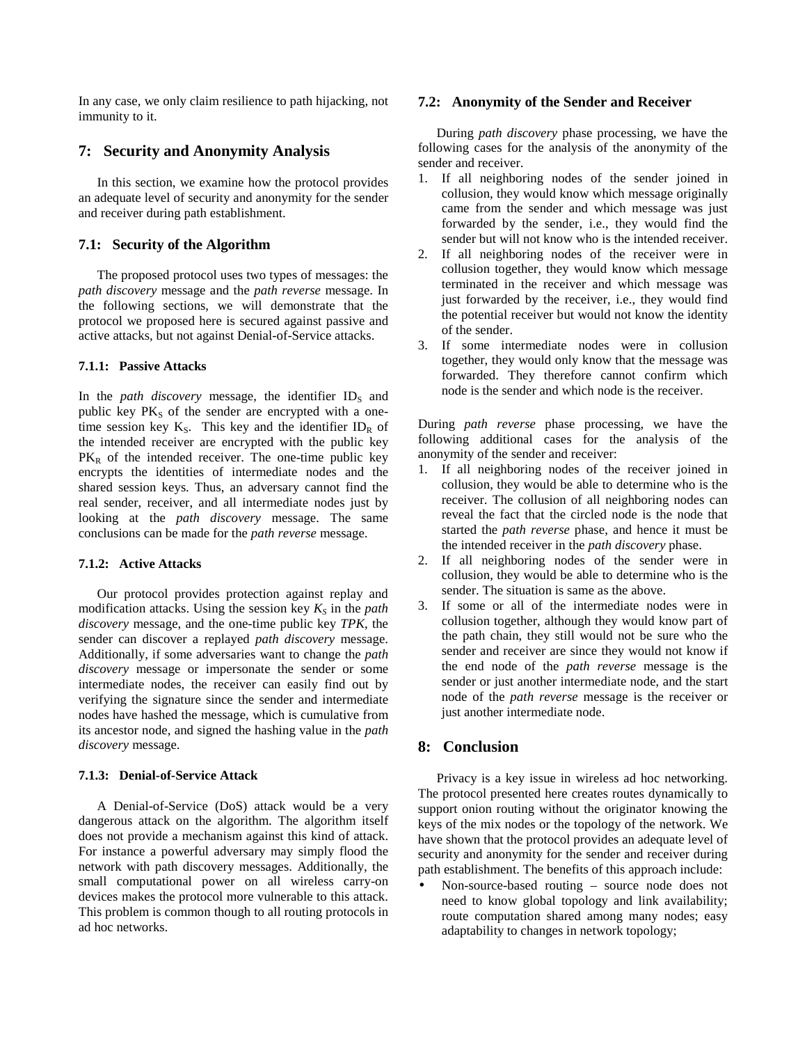In any case, we only claim resilience to path hijacking, not immunity to it.

## 7: Security and Anonymity Analysis

In this section, we examine how the protocol provides an adequate level of security and anonymity for the sender and receiver during path establishment.

### 7.1: Security of the Algorithm

The proposed protocol uses two types of messages: the *path discovery* message and the *path reverse* message. In the following sections, we will demonstrate that the protocol we proposed here is secured against passive and active attacks, but not against Denial-of-Service attacks.

#### 7.1.1: Passive Attacks

In the *path discovery* message, the identifier $ID_S$ and public key $PK_S$ of the sender are encrypted with a one-time session key $K_S$. This key and the identifier $ID_R$ of the intended receiver are encrypted with the public key $PK_R$ of the intended receiver. The one-time public key encrypts the identities of intermediate nodes and the shared session keys. Thus, an adversary cannot find the real sender, receiver, and all intermediate nodes just by looking at the *path discovery* message. The same conclusions can be made for the *path reverse* message.

#### 7.1.2: Active Attacks

Our protocol provides protection against replay and modification attacks. Using the session key $K_S$ in the *path discovery* message, and the one-time public key *TPK*, the sender can discover a replayed *path discovery* message. Additionally, if some adversaries want to change the *path discovery* message or impersonate the sender or some intermediate nodes, the receiver can easily find out by verifying the signature since the sender and intermediate nodes have hashed the message, which is cumulative from its ancestor node, and signed the hashing value in the *path discovery* message.

#### 7.1.3: Denial-of-Service Attack

A Denial-of-Service (DoS) attack would be a very dangerous attack on the algorithm. The algorithm itself does not provide a mechanism against this kind of attack. For instance a powerful adversary may simply flood the network with path discovery messages. Additionally, the small computational power on all wireless carry-on devices makes the protocol more vulnerable to this attack. This problem is common though to all routing protocols in ad hoc networks.

### 7.2: Anonymity of the Sender and Receiver

During *path discovery* phase processing, we have the following cases for the analysis of the anonymity of the sender and receiver.

1. If all neighboring nodes of the sender joined in collusion, they would know which message originally came from the sender and which message was just forwarded by the sender, i.e., they would find the sender but will not know who is the intended receiver.
2. If all neighboring nodes of the receiver were in collusion together, they would know which message terminated in the receiver and which message was just forwarded by the receiver, i.e., they would find the potential receiver but would not know the identity of the sender.
3. If some intermediate nodes were in collusion together, they would only know that the message was forwarded. They therefore cannot confirm which node is the sender and which node is the receiver.

During *path reverse* phase processing, we have the following additional cases for the analysis of the anonymity of the sender and receiver:

1. If all neighboring nodes of the receiver joined in collusion, they would be able to determine who is the receiver. The collusion of all neighboring nodes can reveal the fact that the circled node is the node that started the *path reverse* phase, and hence it must be the intended receiver in the *path discovery* phase.
2. If all neighboring nodes of the sender were in collusion, they would be able to determine who is the sender. The situation is same as the above.
3. If some or all of the intermediate nodes were in collusion together, although they would know part of the path chain, they still would not be sure who the sender and receiver are since they would not know if the end node of the *path reverse* message is the sender or just another intermediate node, and the start node of the *path reverse* message is the receiver or just another intermediate node.

## 8: Conclusion

Privacy is a key issue in wireless ad hoc networking. The protocol presented here creates routes dynamically to support onion routing without the originator knowing the keys of the mix nodes or the topology of the network. We have shown that the protocol provides an adequate level of security and anonymity for the sender and receiver during path establishment. The benefits of this approach include:

- Non-source-based routing – source node does not need to know global topology and link availability; route computation shared among many nodes; easy adaptability to changes in network topology;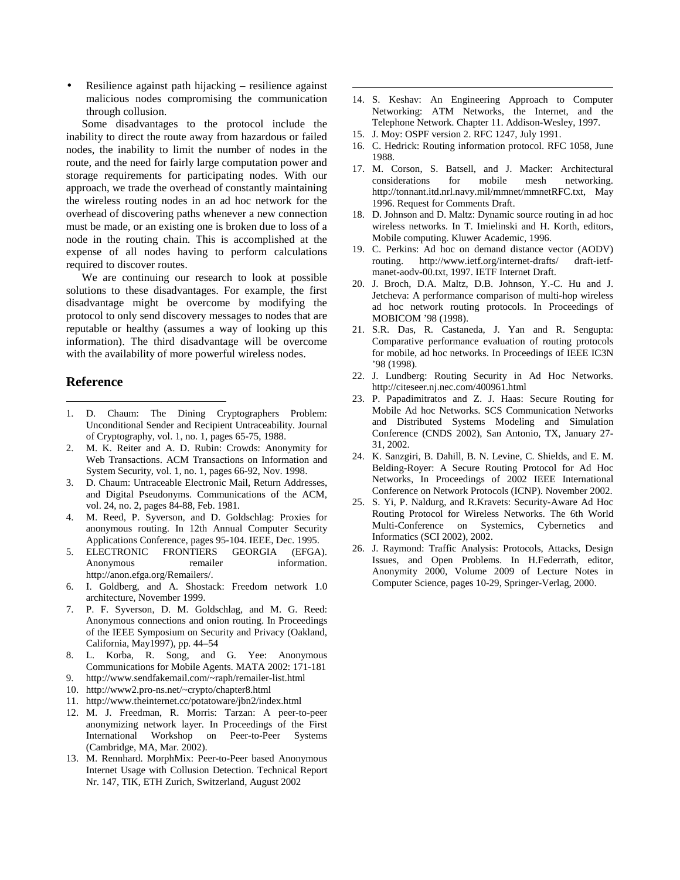- Resilience against path hijacking – resilience against malicious nodes compromising the communication through collusion.

Some disadvantages to the protocol include the inability to direct the route away from hazardous or failed nodes, the inability to limit the number of nodes in the route, and the need for fairly large computation power and storage requirements for participating nodes. With our approach, we trade the overhead of constantly maintaining the wireless routing nodes in an ad hoc network for the overhead of discovering paths whenever a new connection must be made, or an existing one is broken due to loss of a node in the routing chain. This is accomplished at the expense of all nodes having to perform calculations required to discover routes.

We are continuing our research to look at possible solutions to these disadvantages. For example, the first disadvantage might be overcome by modifying the protocol to only send discovery messages to nodes that are reputable or healthy (assumes a way of looking up this information). The third disadvantage will be overcome with the availability of more powerful wireless nodes.

## Reference

1. D. Chaum: The Dining Cryptographers Problem: Unconditional Sender and Recipient Untraceability. Journal of Cryptography, vol. 1, no. 1, pages 65-75, 1988.
2. M. K. Reiter and A. D. Rubin: Crowds: Anonymity for Web Transactions. ACM Transactions on Information and System Security, vol. 1, no. 1, pages 66-92, Nov. 1998.
3. D. Chaum: Untraceable Electronic Mail, Return Addresses, and Digital Pseudonyms. Communications of the ACM, vol. 24, no. 2, pages 84-88, Feb. 1981.
4. M. Reed, P. Syverson, and D. Goldschlag: Proxies for anonymous routing. In 12th Annual Computer Security Applications Conference, pages 95-104. IEEE, Dec. 1995.
5. ELECTRONIC FRONTIERS GEORGIA (EFGA). Anonymous remailer information. http://anon.efga.org/Remailers/.
6. I. Goldberg, and A. Shostack: Freedom network 1.0 architecture, November 1999.
7. P. F. Syverson, D. M. Goldschlag, and M. G. Reed: Anonymous connections and onion routing. In Proceedings of the IEEE Symposium on Security and Privacy (Oakland, California, May1997), pp. 44–54
8. L. Korba, R. Song, and G. Yee: Anonymous Communications for Mobile Agents. MATA 2002: 171-181
9. http://www.sendfakemail.com/~raph/remailer-list.html
10. http://www2.pro-ns.net/~crypto/chapter8.html
11. http://www.theinternet.cc/potatoware/jbn2/index.html
12. M. J. Freedman, R. Morris: Tarzan: A peer-to-peer anonymizing network layer. In Proceedings of the First International Workshop on Peer-to-Peer Systems (Cambridge, MA, Mar. 2002).
13. M. Rennhard. MorphMix: Peer-to-Peer based Anonymous Internet Usage with Collusion Detection. Technical Report Nr. 147, TIK, ETH Zurich, Switzerland, August 2002
14. S. Keshav: An Engineering Approach to Computer Networking: ATM Networks, the Internet, and the Telephone Network. Chapter 11. Addison-Wesley, 1997.
15. J. Moy: OSPF version 2. RFC 1247, July 1991.
16. C. Hedrick: Routing information protocol. RFC 1058, June 1988.
17. M. Corson, S. Batsell, and J. Macker: Architectural considerations for mobile mesh networking. http://tonnant.itd.nrl.navy.mil/mmnet/mmnetRFC.txt, May 1996. Request for Comments Draft.
18. D. Johnson and D. Maltz: Dynamic source routing in ad hoc wireless networks. In T. Imielinski and H. Korth, editors, Mobile computing. Kluwer Academic, 1996.
19. C. Perkins: Ad hoc on demand distance vector (AODV) routing. http://www.ietf.org/internet-drafts/ draft-ietf-manet-aodv-00.txt, 1997. IETF Internet Draft.
20. J. Broch, D.A. Maltz, D.B. Johnson, Y.-C. Hu and J. Jetcheva: A performance comparison of multi-hop wireless ad hoc network routing protocols. In Proceedings of MOBICOM '98 (1998).
21. S.R. Das, R. Castaneda, J. Yan and R. Sengupta: Comparative performance evaluation of routing protocols for mobile, ad hoc networks. In Proceedings of IEEE IC3N '98 (1998).
22. J. Lundberg: Routing Security in Ad Hoc Networks. http://citeseer.nj.nec.com/400961.html
23. P. Papadimitratos and Z. J. Haas: Secure Routing for Mobile Ad hoc Networks. SCS Communication Networks and Distributed Systems Modeling and Simulation Conference (CNDS 2002), San Antonio, TX, January 27-31, 2002.
24. K. Sanzgiri, B. Dahill, B. N. Levine, C. Shields, and E. M. Belding-Royer: A Secure Routing Protocol for Ad Hoc Networks, In Proceedings of 2002 IEEE International Conference on Network Protocols (ICNP). November 2002.
25. S. Yi, P. Naldurg, and R.Kravets: Security-Aware Ad Hoc Routing Protocol for Wireless Networks. The 6th World Multi-Conference on Systemics, Cybernetics and Informatics (SCI 2002), 2002.
26. J. Raymond: Traffic Analysis: Protocols, Attacks, Design Issues, and Open Problems. In H.Federrath, editor, Anonymity 2000, Volume 2009 of Lecture Notes in Computer Science, pages 10-29, Springer-Verlag, 2000.